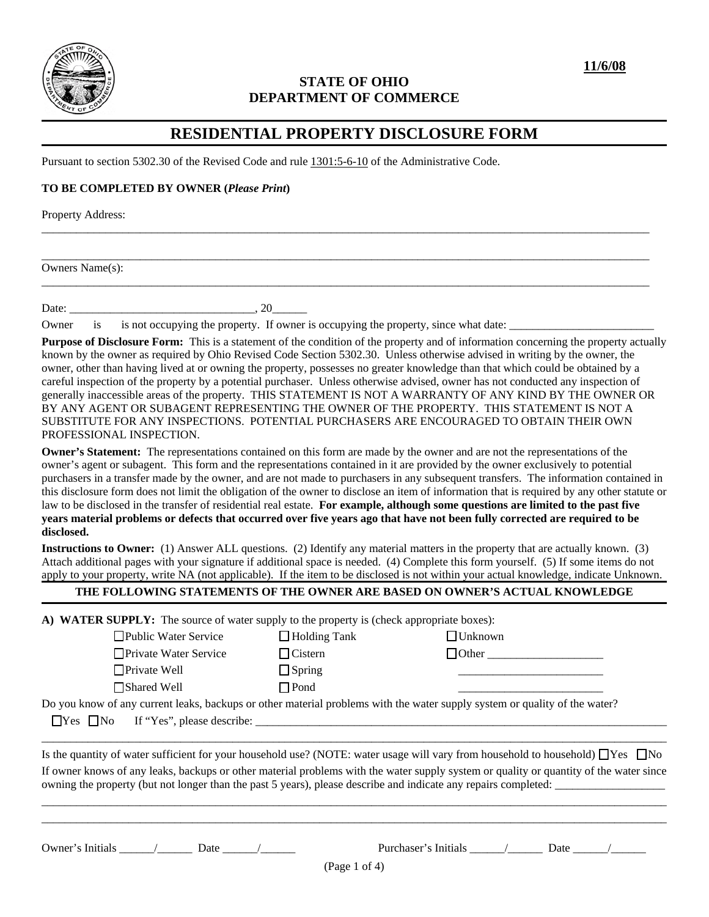11/6/08

**STATE OF OHIO**
**DEPARTMENT OF COMMERCE**

# RESIDENTIAL PROPERTY DISCLOSURE FORM

Pursuant to section 5302.30 of the Revised Code and rule 1301:5-6-10 of the Administrative Code.

**TO BE COMPLETED BY OWNER (*Please Print*)**

Property Address:

______________________________________________________________________________

______________________________________________________________________________

Owners Name(s):

______________________________________________________________________________

Date: _______________________________, 20______

Owner is is not occupying the property. If owner is occupying the property, since what date: _________________________

**Purpose of Disclosure Form:** This is a statement of the condition of the property and of information concerning the property actually known by the owner as required by Ohio Revised Code Section 5302.30. Unless otherwise advised in writing by the owner, the owner, other than having lived at or owning the property, possesses no greater knowledge than that which could be obtained by a careful inspection of the property by a potential purchaser. Unless otherwise advised, owner has not conducted any inspection of generally inaccessible areas of the property. THIS STATEMENT IS NOT A WARRANTY OF ANY KIND BY THE OWNER OR BY ANY AGENT OR SUBAGENT REPRESENTING THE OWNER OF THE PROPERTY. THIS STATEMENT IS NOT A SUBSTITUTE FOR ANY INSPECTIONS. POTENTIAL PURCHASERS ARE ENCOURAGED TO OBTAIN THEIR OWN PROFESSIONAL INSPECTION.

**Owner's Statement:** The representations contained on this form are made by the owner and are not the representations of the owner's agent or subagent. This form and the representations contained in it are provided by the owner exclusively to potential purchasers in a transfer made by the owner, and are not made to purchasers in any subsequent transfers. The information contained in this disclosure form does not limit the obligation of the owner to disclose an item of information that is required by any other statute or law to be disclosed in the transfer of residential real estate. **For example, although some questions are limited to the past five years material problems or defects that occurred over five years ago that have not been fully corrected are required to be disclosed.**

**Instructions to Owner:** (1) Answer ALL questions. (2) Identify any material matters in the property that are actually known. (3) Attach additional pages with your signature if additional space is needed. (4) Complete this form yourself. (5) If some items do not apply to your property, write NA (not applicable). If the item to be disclosed is not within your actual knowledge, indicate Unknown.

**THE FOLLOWING STATEMENTS OF THE OWNER ARE BASED ON OWNER'S ACTUAL KNOWLEDGE**

**A) WATER SUPPLY:** The source of water supply to the property is (check appropriate boxes):

| | | |
|---|---|---|
| ☐ Public Water Service | ☐ Holding Tank | ☐ Unknown |
| ☐ Private Water Service | ☐ Cistern | ☐ Other ____________________ |
| ☐ Private Well | ☐ Spring | ________________________ |
| ☐ Shared Well | ☐ Pond | ________________________ |

Do you know of any current leaks, backups or other material problems with the water supply system or quality of the water?

☐ Yes ☐ No If "Yes", please describe: ______________________________________________________________

______________________________________________________________________________

Is the quantity of water sufficient for your household use? (NOTE: water usage will vary from household to household) ☐ Yes ☐ No

If owner knows of any leaks, backups or other material problems with the water supply system or quality or quantity of the water since owning the property (but not longer than the past 5 years), please describe and indicate any repairs completed: __________________

______________________________________________________________________________

______________________________________________________________________________

Owner's Initials ______/______ Date ______/______ Purchaser's Initials ______/______ Date ______/______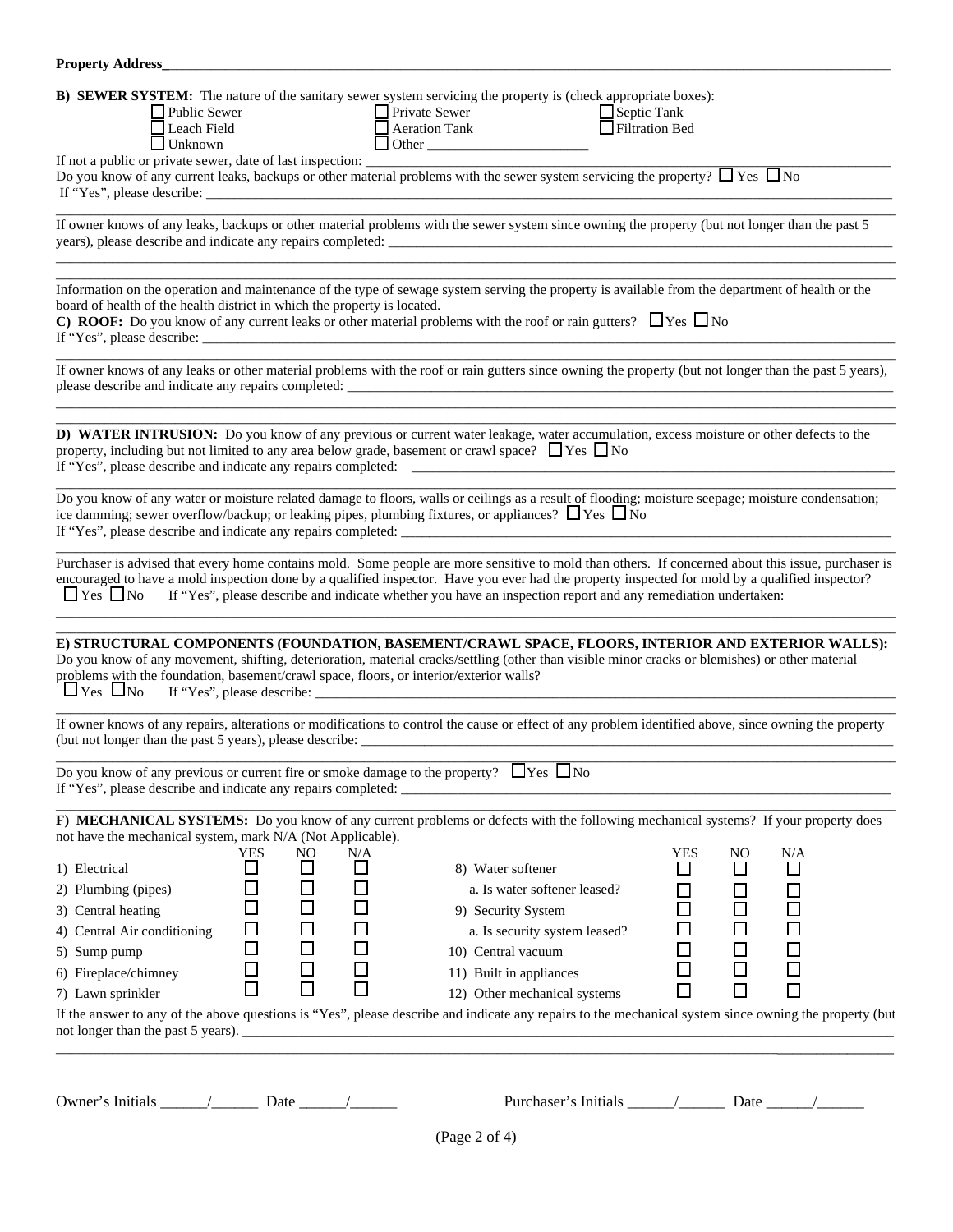**Property Address**\_\_\_\_\_\_\_\_\_\_\_\_\_\_\_\_\_\_\_\_\_\_\_\_\_\_\_\_\_\_\_\_\_\_\_\_\_\_\_\_\_\_\_\_\_\_\_\_\_\_\_\_\_\_\_\_\_\_\_\_\_\_\_\_\_\_\_\_\_\_\_\_\_\_\_\_\_\_

**B) SEWER SYSTEM:** The nature of the sanitary sewer system servicing the property is (check appropriate boxes):

| | | |
|---|---|---|
| ☐ Public Sewer | ☐ Private Sewer | ☐ Septic Tank |
| ☐ Leach Field | ☐ Aeration Tank | ☐ Filtration Bed |
| ☐ Unknown | ☐ Other \_\_\_\_\_\_\_\_\_\_\_\_\_\_\_\_\_\_\_\_\_\_ | |

If not a public or private sewer, date of last inspection: \_\_\_\_\_\_\_\_\_\_\_\_\_\_\_\_\_\_\_\_\_\_\_\_\_\_\_\_\_\_\_\_\_\_\_\_\_\_\_\_\_\_\_\_

Do you know of any current leaks, backups or other material problems with the sewer system servicing the property? ☐ Yes ☐ No

If "Yes", please describe: \_\_\_\_\_\_\_\_\_\_\_\_\_\_\_\_\_\_\_\_\_\_\_\_\_\_\_\_\_\_\_\_\_\_\_\_\_\_\_\_\_\_\_\_\_\_\_\_\_\_\_\_\_\_\_\_\_\_\_\_\_\_\_\_\_\_\_\_\_\_

If owner knows of any leaks, backups or other material problems with the sewer system since owning the property (but not longer than the past 5 years), please describe and indicate any repairs completed: \_\_\_\_\_\_\_\_\_\_\_\_\_\_\_\_\_\_\_\_\_\_\_\_\_\_\_\_\_\_\_\_\_\_\_\_\_\_\_\_\_\_\_\_

Information on the operation and maintenance of the type of sewage system serving the property is available from the department of health or the board of health of the health district in which the property is located.

**C) ROOF:** Do you know of any current leaks or other material problems with the roof or rain gutters? ☐ Yes ☐ No

If "Yes", please describe: \_\_\_\_\_\_\_\_\_\_\_\_\_\_\_\_\_\_\_\_\_\_\_\_\_\_\_\_\_\_\_\_\_\_\_\_\_\_\_\_\_\_\_\_\_\_\_\_\_\_\_\_\_\_\_\_\_\_\_\_\_\_\_\_\_\_\_\_\_\_

If owner knows of any leaks or other material problems with the roof or rain gutters since owning the property (but not longer than the past 5 years), please describe and indicate any repairs completed: \_\_\_\_\_\_\_\_\_\_\_\_\_\_\_\_\_\_\_\_\_\_\_\_\_\_\_\_\_\_\_\_\_\_\_\_\_\_\_\_\_\_\_\_\_\_\_\_\_\_\_\_

**D) WATER INTRUSION:** Do you know of any previous or current water leakage, water accumulation, excess moisture or other defects to the property, including but not limited to any area below grade, basement or crawl space? ☐ Yes ☐ No

If "Yes", please describe and indicate any repairs completed: \_\_\_\_\_\_\_\_\_\_\_\_\_\_\_\_\_\_\_\_\_\_\_\_\_\_\_\_\_\_\_\_\_\_\_\_\_\_\_\_\_\_\_\_\_\_\_\_\_\_

Do you know of any water or moisture related damage to floors, walls or ceilings as a result of flooding; moisture seepage; moisture condensation; ice damming; sewer overflow/backup; or leaking pipes, plumbing fixtures, or appliances? ☐ Yes ☐ No

If "Yes", please describe and indicate any repairs completed: \_\_\_\_\_\_\_\_\_\_\_\_\_\_\_\_\_\_\_\_\_\_\_\_\_\_\_\_\_\_\_\_\_\_\_\_\_\_\_\_\_\_\_\_\_\_\_\_\_\_

Purchaser is advised that every home contains mold. Some people are more sensitive to mold than others. If concerned about this issue, purchaser is encouraged to have a mold inspection done by a qualified inspector. Have you ever had the property inspected for mold by a qualified inspector? ☐ Yes ☐ No If "Yes", please describe and indicate whether you have an inspection report and any remediation undertaken:

\_\_\_\_\_\_\_\_\_\_\_\_\_\_\_\_\_\_\_\_\_\_\_\_\_\_\_\_\_\_\_\_\_\_\_\_\_\_\_\_\_\_\_\_\_\_\_\_\_\_\_\_\_\_\_\_\_\_\_\_\_\_\_\_\_\_\_\_\_\_\_\_\_\_\_\_\_\_\_\_\_\_\_\_\_\_\_\_

**E) STRUCTURAL COMPONENTS (FOUNDATION, BASEMENT/CRAWL SPACE, FLOORS, INTERIOR AND EXTERIOR WALLS):** Do you know of any movement, shifting, deterioration, material cracks/settling (other than visible minor cracks or blemishes) or other material problems with the foundation, basement/crawl space, floors, or interior/exterior walls?

☐ Yes ☐ No If "Yes", please describe: \_\_\_\_\_\_\_\_\_\_\_\_\_\_\_\_\_\_\_\_\_\_\_\_\_\_\_\_\_\_\_\_\_\_\_\_\_\_\_\_\_\_\_\_\_\_\_\_\_\_\_\_\_\_\_\_\_\_\_\_\_\_

If owner knows of any repairs, alterations or modifications to control the cause or effect of any problem identified above, since owning the property (but not longer than the past 5 years), please describe: \_\_\_\_\_\_\_\_\_\_\_\_\_\_\_\_\_\_\_\_\_\_\_\_\_\_\_\_\_\_\_\_\_\_\_\_\_\_\_\_\_\_\_\_\_\_\_\_\_\_\_\_

Do you know of any previous or current fire or smoke damage to the property? ☐ Yes ☐ No

If "Yes", please describe and indicate any repairs completed: \_\_\_\_\_\_\_\_\_\_\_\_\_\_\_\_\_\_\_\_\_\_\_\_\_\_\_\_\_\_\_\_\_\_\_\_\_\_\_\_\_\_\_\_\_\_\_\_\_\_

**F) MECHANICAL SYSTEMS:** Do you know of any current problems or defects with the following mechanical systems? If your property does not have the mechanical system, mark N/A (Not Applicable).

| | YES | NO | N/A | | YES | NO | N/A |
|---|---|---|---|---|---|---|---|
| 1) Electrical | ☐ | ☐ | ☐ | 8) Water softener | ☐ | ☐ | ☐ |
| 2) Plumbing (pipes) | ☐ | ☐ | ☐ | a. Is water softener leased? | ☐ | ☐ | ☐ |
| 3) Central heating | ☐ | ☐ | ☐ | 9) Security System | ☐ | ☐ | ☐ |
| 4) Central Air conditioning | ☐ | ☐ | ☐ | a. Is security system leased? | ☐ | ☐ | ☐ |
| 5) Sump pump | ☐ | ☐ | ☐ | 10) Central vacuum | ☐ | ☐ | ☐ |
| 6) Fireplace/chimney | ☐ | ☐ | ☐ | 11) Built in appliances | ☐ | ☐ | ☐ |
| 7) Lawn sprinkler | ☐ | ☐ | ☐ | 12) Other mechanical systems | ☐ | ☐ | ☐ |

If the answer to any of the above questions is "Yes", please describe and indicate any repairs to the mechanical system since owning the property (but not longer than the past 5 years). \_\_\_\_\_\_\_\_\_\_\_\_\_\_\_\_\_\_\_\_\_\_\_\_\_\_\_\_\_\_\_\_\_\_\_\_\_\_\_\_\_\_\_\_\_\_\_\_\_\_\_\_\_\_\_\_\_\_\_\_

Owner's Initials \_\_\_\_\_\_/\_\_\_\_\_\_ Date \_\_\_\_\_\_/\_\_\_\_\_\_ Purchaser's Initials \_\_\_\_\_\_/\_\_\_\_\_\_ Date \_\_\_\_\_\_/\_\_\_\_\_\_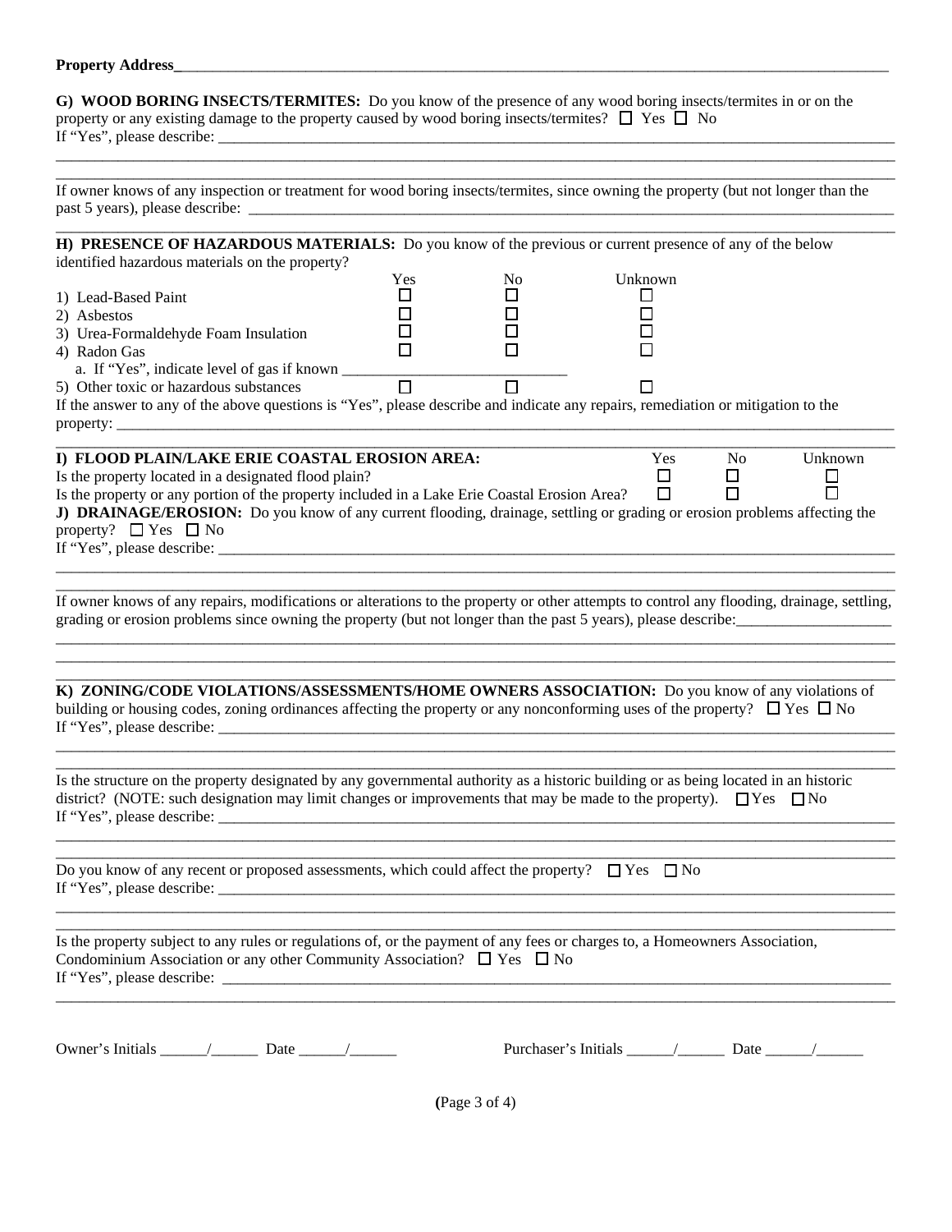**Property Address**\_\_\_\_\_\_\_\_\_\_\_\_\_\_\_\_\_\_\_\_\_\_\_\_\_\_\_\_\_\_\_\_\_\_\_\_\_\_\_\_\_\_\_\_\_\_\_\_\_\_\_\_\_\_\_\_\_\_\_\_\_\_\_\_\_\_\_\_\_\_\_\_\_\_\_\_\_\_\_\_\_\_

**G) WOOD BORING INSECTS/TERMITES:** Do you know of the presence of any wood boring insects/termites in or on the property or any existing damage to the property caused by wood boring insects/termites? ☐ Yes ☐ No
If "Yes", please describe: \_\_\_\_\_\_\_\_\_\_\_\_\_\_\_\_\_\_\_\_\_\_\_\_\_\_\_\_\_\_\_\_\_\_\_\_\_\_\_\_\_\_\_\_\_\_\_\_\_\_\_\_\_\_\_\_\_\_\_\_\_\_\_\_\_\_\_\_\_\_\_\_\_\_\_\_

If owner knows of any inspection or treatment for wood boring insects/termites, since owning the property (but not longer than the past 5 years), please describe: \_\_\_\_\_\_\_\_\_\_\_\_\_\_\_\_\_\_\_\_\_\_\_\_\_\_\_\_\_\_\_\_\_\_\_\_\_\_\_\_\_\_\_\_\_\_\_\_\_\_\_\_\_\_\_\_\_\_\_\_\_\_\_\_

**H) PRESENCE OF HAZARDOUS MATERIALS:** Do you know of the previous or current presence of any of the below identified hazardous materials on the property?

| | Yes | No | Unknown |
|---|---|---|---|
| 1) Lead-Based Paint | ☐ | ☐ | ☐ |
| 2) Asbestos | ☐ | ☐ | ☐ |
| 3) Urea-Formaldehyde Foam Insulation | ☐ | ☐ | ☐ |
| 4) Radon Gas | ☐ | ☐ | ☐ |
| a. If "Yes", indicate level of gas if known \_\_\_\_\_\_\_\_\_\_\_\_\_\_\_\_\_\_\_\_\_\_\_\_\_\_\_\_ | | | |
| 5) Other toxic or hazardous substances | ☐ | ☐ | ☐ |

If the answer to any of the above questions is "Yes", please describe and indicate any repairs, remediation or mitigation to the property: \_\_\_\_\_\_\_\_\_\_\_\_\_\_\_\_\_\_\_\_\_\_\_\_\_\_\_\_\_\_\_\_\_\_\_\_\_\_\_\_\_\_\_\_\_\_\_\_\_\_\_\_\_\_\_\_\_\_\_\_\_\_\_\_\_\_\_\_\_\_\_\_\_\_\_\_\_\_\_\_\_\_

| **I) FLOOD PLAIN/LAKE ERIE COASTAL EROSION AREA:** | Yes | No | Unknown |
|---|---|---|---|
| Is the property located in a designated flood plain? | ☐ | ☐ | ☐ |
| Is the property or any portion of the property included in a Lake Erie Coastal Erosion Area? | ☐ | ☐ | ☐ |

**J) DRAINAGE/EROSION:** Do you know of any current flooding, drainage, settling or grading or erosion problems affecting the property? ☐ Yes ☐ No
If "Yes", please describe: \_\_\_\_\_\_\_\_\_\_\_\_\_\_\_\_\_\_\_\_\_\_\_\_\_\_\_\_\_\_\_\_\_\_\_\_\_\_\_\_\_\_\_\_\_\_\_\_\_\_\_\_\_\_\_\_\_\_\_\_\_\_\_\_\_\_\_\_\_\_\_\_\_\_\_\_

If owner knows of any repairs, modifications or alterations to the property or other attempts to control any flooding, drainage, settling, grading or erosion problems since owning the property (but not longer than the past 5 years), please describe:\_\_\_\_\_\_\_\_\_\_\_\_\_\_\_\_\_\_\_\_

**K) ZONING/CODE VIOLATIONS/ASSESSMENTS/HOME OWNERS ASSOCIATION:** Do you know of any violations of building or housing codes, zoning ordinances affecting the property or any nonconforming uses of the property? ☐ Yes ☐ No
If "Yes", please describe: \_\_\_\_\_\_\_\_\_\_\_\_\_\_\_\_\_\_\_\_\_\_\_\_\_\_\_\_\_\_\_\_\_\_\_\_\_\_\_\_\_\_\_\_\_\_\_\_\_\_\_\_\_\_\_\_\_\_\_\_\_\_\_\_\_\_\_\_\_\_\_\_\_\_\_\_

Is the structure on the property designated by any governmental authority as a historic building or as being located in an historic district? (NOTE: such designation may limit changes or improvements that may be made to the property). ☐ Yes ☐ No
If "Yes", please describe: \_\_\_\_\_\_\_\_\_\_\_\_\_\_\_\_\_\_\_\_\_\_\_\_\_\_\_\_\_\_\_\_\_\_\_\_\_\_\_\_\_\_\_\_\_\_\_\_\_\_\_\_\_\_\_\_\_\_\_\_\_\_\_\_\_\_\_\_\_\_\_\_\_\_\_\_

Do you know of any recent or proposed assessments, which could affect the property? ☐ Yes ☐ No
If "Yes", please describe: \_\_\_\_\_\_\_\_\_\_\_\_\_\_\_\_\_\_\_\_\_\_\_\_\_\_\_\_\_\_\_\_\_\_\_\_\_\_\_\_\_\_\_\_\_\_\_\_\_\_\_\_\_\_\_\_\_\_\_\_\_\_\_\_\_\_\_\_\_\_\_\_\_\_\_\_

Is the property subject to any rules or regulations of, or the payment of any fees or charges to, a Homeowners Association, Condominium Association or any other Community Association? ☐ Yes ☐ No
If "Yes", please describe: \_\_\_\_\_\_\_\_\_\_\_\_\_\_\_\_\_\_\_\_\_\_\_\_\_\_\_\_\_\_\_\_\_\_\_\_\_\_\_\_\_\_\_\_\_\_\_\_\_\_\_\_\_\_\_\_\_\_\_\_\_\_\_\_\_\_\_\_\_\_\_\_\_\_\_\_

Owner's Initials \_\_\_\_\_\_/\_\_\_\_\_\_ Date \_\_\_\_\_\_/\_\_\_\_\_\_     Purchaser's Initials \_\_\_\_\_\_/\_\_\_\_\_\_ Date \_\_\_\_\_\_/\_\_\_\_\_\_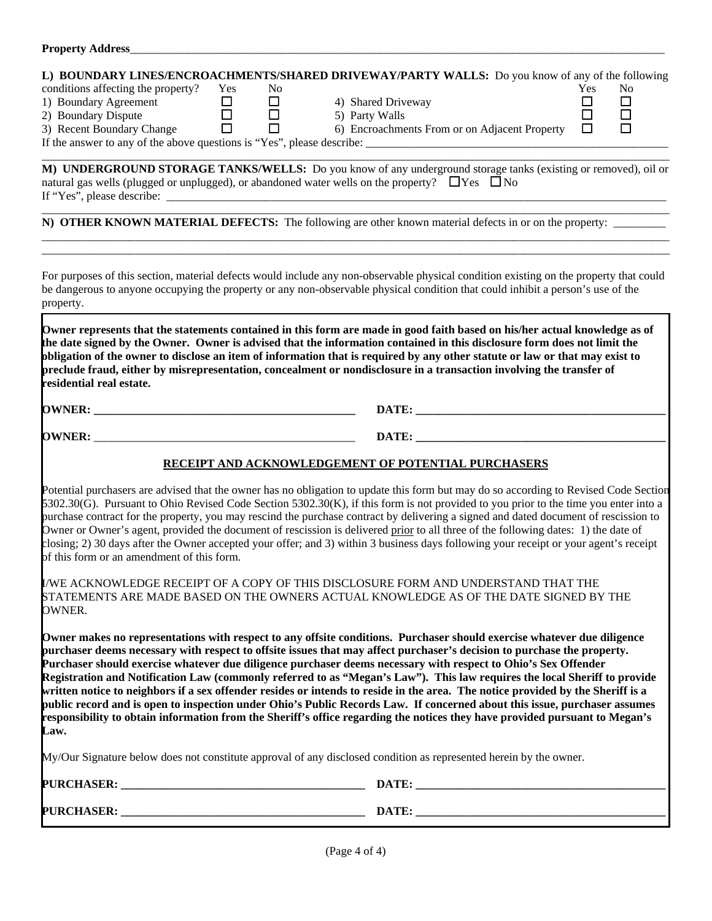**Property Address**\_\_\_\_\_\_\_\_\_\_\_\_\_\_\_\_\_\_\_\_\_\_\_\_\_\_\_\_\_\_\_\_\_\_\_\_\_\_\_\_\_\_\_\_\_\_\_\_\_\_\_\_\_\_\_\_\_\_\_\_\_\_\_\_\_\_\_\_\_\_

**L) BOUNDARY LINES/ENCROACHMENTS/SHARED DRIVEWAY/PARTY WALLS:** Do you know of any of the following conditions affecting the property?

| | Yes | No | | Yes | No |
|---|---|---|---|---|---|
| 1) Boundary Agreement | ☐ | ☐ | 4) Shared Driveway | ☐ | ☐ |
| 2) Boundary Dispute | ☐ | ☐ | 5) Party Walls | ☐ | ☐ |
| 3) Recent Boundary Change | ☐ | ☐ | 6) Encroachments From or on Adjacent Property | ☐ | ☐ |

If the answer to any of the above questions is "Yes", please describe: \_\_\_\_\_\_\_\_\_\_\_\_\_\_\_\_\_\_\_\_\_\_\_\_\_\_\_\_\_\_\_\_\_\_\_\_\_\_\_\_\_\_

**M) UNDERGROUND STORAGE TANKS/WELLS:** Do you know of any underground storage tanks (existing or removed), oil or natural gas wells (plugged or unplugged), or abandoned water wells on the property? ☐Yes ☐No

If "Yes", please describe: \_\_\_\_\_\_\_\_\_\_\_\_\_\_\_\_\_\_\_\_\_\_\_\_\_\_\_\_\_\_\_\_\_\_\_\_\_\_\_\_\_\_\_\_\_\_\_\_\_\_\_\_\_\_\_\_

**N) OTHER KNOWN MATERIAL DEFECTS:** The following are other known material defects in or on the property: \_\_\_\_\_\_\_\_\_

For purposes of this section, material defects would include any non-observable physical condition existing on the property that could be dangerous to anyone occupying the property or any non-observable physical condition that could inhibit a person's use of the property.

**Owner represents that the statements contained in this form are made in good faith based on his/her actual knowledge as of the date signed by the Owner. Owner is advised that the information contained in this disclosure form does not limit the obligation of the owner to disclose an item of information that is required by any other statute or law or that may exist to preclude fraud, either by misrepresentation, concealment or nondisclosure in a transaction involving the transfer of residential real estate.**

**OWNER:** \_\_\_\_\_\_\_\_\_\_\_\_\_\_\_\_\_\_\_\_\_\_\_\_\_\_\_\_\_\_\_\_\_\_\_\_ **DATE:** \_\_\_\_\_\_\_\_\_\_\_\_\_\_\_\_\_\_\_\_\_\_\_\_\_\_\_\_\_\_\_\_\_\_

**OWNER:** \_\_\_\_\_\_\_\_\_\_\_\_\_\_\_\_\_\_\_\_\_\_\_\_\_\_\_\_\_\_\_\_\_\_\_\_ **DATE:** \_\_\_\_\_\_\_\_\_\_\_\_\_\_\_\_\_\_\_\_\_\_\_\_\_\_\_\_\_\_\_\_\_\_

## RECEIPT AND ACKNOWLEDGEMENT OF POTENTIAL PURCHASERS

Potential purchasers are advised that the owner has no obligation to update this form but may do so according to Revised Code Section 5302.30(G). Pursuant to Ohio Revised Code Section 5302.30(K), if this form is not provided to you prior to the time you enter into a purchase contract for the property, you may rescind the purchase contract by delivering a signed and dated document of rescission to Owner or Owner's agent, provided the document of rescission is delivered prior to all three of the following dates: 1) the date of closing; 2) 30 days after the Owner accepted your offer; and 3) within 3 business days following your receipt or your agent's receipt of this form or an amendment of this form.

I/WE ACKNOWLEDGE RECEIPT OF A COPY OF THIS DISCLOSURE FORM AND UNDERSTAND THAT THE STATEMENTS ARE MADE BASED ON THE OWNERS ACTUAL KNOWLEDGE AS OF THE DATE SIGNED BY THE OWNER.

**Owner makes no representations with respect to any offsite conditions. Purchaser should exercise whatever due diligence purchaser deems necessary with respect to offsite issues that may affect purchaser's decision to purchase the property. Purchaser should exercise whatever due diligence purchaser deems necessary with respect to Ohio's Sex Offender Registration and Notification Law (commonly referred to as "Megan's Law"). This law requires the local Sheriff to provide written notice to neighbors if a sex offender resides or intends to reside in the area. The notice provided by the Sheriff is a public record and is open to inspection under Ohio's Public Records Law. If concerned about this issue, purchaser assumes responsibility to obtain information from the Sheriff's office regarding the notices they have provided pursuant to Megan's Law.**

My/Our Signature below does not constitute approval of any disclosed condition as represented herein by the owner.

**PURCHASER:** \_\_\_\_\_\_\_\_\_\_\_\_\_\_\_\_\_\_\_\_\_\_\_\_\_\_\_\_\_\_\_\_\_\_ **DATE:** \_\_\_\_\_\_\_\_\_\_\_\_\_\_\_\_\_\_\_\_\_\_\_\_\_\_\_\_\_\_\_\_\_\_

**PURCHASER:** \_\_\_\_\_\_\_\_\_\_\_\_\_\_\_\_\_\_\_\_\_\_\_\_\_\_\_\_\_\_\_\_\_\_ **DATE:** \_\_\_\_\_\_\_\_\_\_\_\_\_\_\_\_\_\_\_\_\_\_\_\_\_\_\_\_\_\_\_\_\_\_